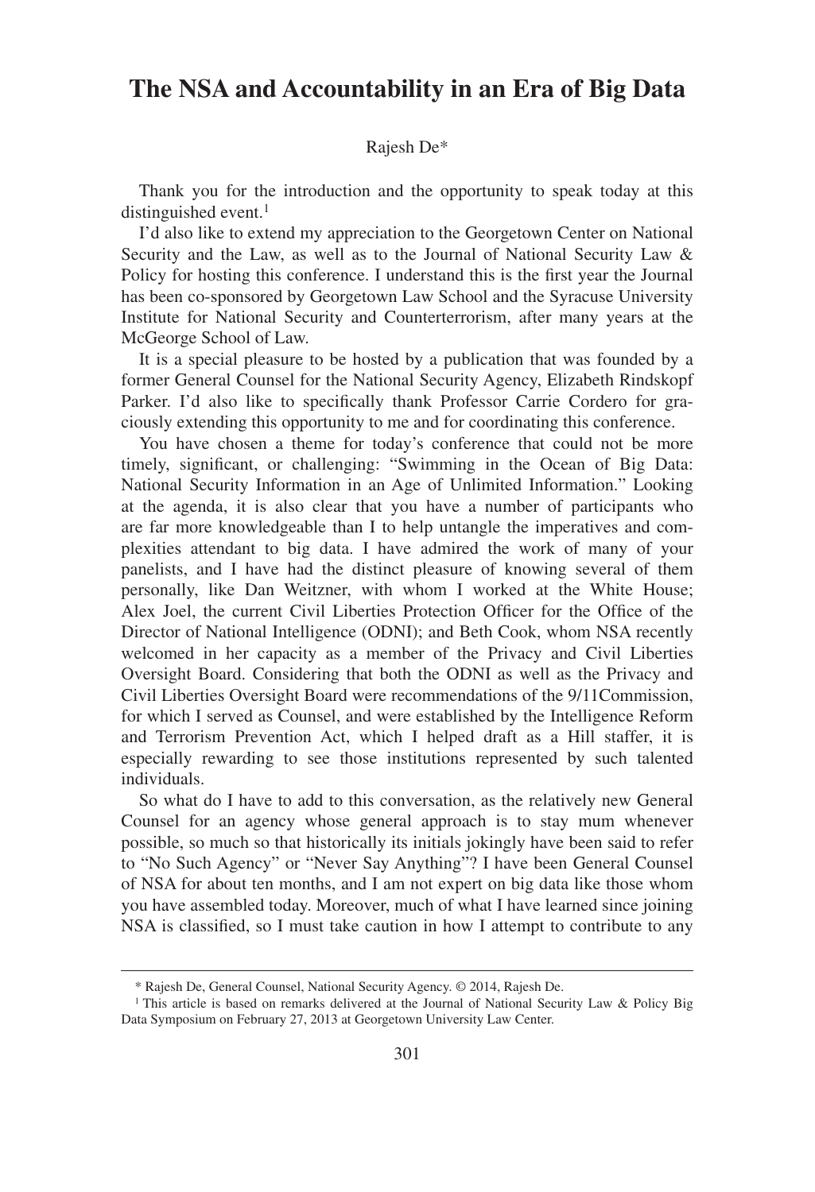# The NSA and Accountability in an Era of Big Data

Rajesh De*

Thank you for the introduction and the opportunity to speak today at this distinguished event.[1]

I'd also like to extend my appreciation to the Georgetown Center on National Security and the Law, as well as to the Journal of National Security Law & Policy for hosting this conference. I understand this is the first year the Journal has been co-sponsored by Georgetown Law School and the Syracuse University Institute for National Security and Counterterrorism, after many years at the McGeorge School of Law.

It is a special pleasure to be hosted by a publication that was founded by a former General Counsel for the National Security Agency, Elizabeth Rindskopf Parker. I'd also like to specifically thank Professor Carrie Cordero for graciously extending this opportunity to me and for coordinating this conference.

You have chosen a theme for today's conference that could not be more timely, significant, or challenging: "Swimming in the Ocean of Big Data: National Security Information in an Age of Unlimited Information." Looking at the agenda, it is also clear that you have a number of participants who are far more knowledgeable than I to help untangle the imperatives and complexities attendant to big data. I have admired the work of many of your panelists, and I have had the distinct pleasure of knowing several of them personally, like Dan Weitzner, with whom I worked at the White House; Alex Joel, the current Civil Liberties Protection Officer for the Office of the Director of National Intelligence (ODNI); and Beth Cook, whom NSA recently welcomed in her capacity as a member of the Privacy and Civil Liberties Oversight Board. Considering that both the ODNI as well as the Privacy and Civil Liberties Oversight Board were recommendations of the 9/11Commission, for which I served as Counsel, and were established by the Intelligence Reform and Terrorism Prevention Act, which I helped draft as a Hill staffer, it is especially rewarding to see those institutions represented by such talented individuals.

So what do I have to add to this conversation, as the relatively new General Counsel for an agency whose general approach is to stay mum whenever possible, so much so that historically its initials jokingly have been said to refer to "No Such Agency" or "Never Say Anything"? I have been General Counsel of NSA for about ten months, and I am not expert on big data like those whom you have assembled today. Moreover, much of what I have learned since joining NSA is classified, so I must take caution in how I attempt to contribute to any

---

\* Rajesh De, General Counsel, National Security Agency. © 2014, Rajesh De.

[1] This article is based on remarks delivered at the Journal of National Security Law & Policy Big Data Symposium on February 27, 2013 at Georgetown University Law Center.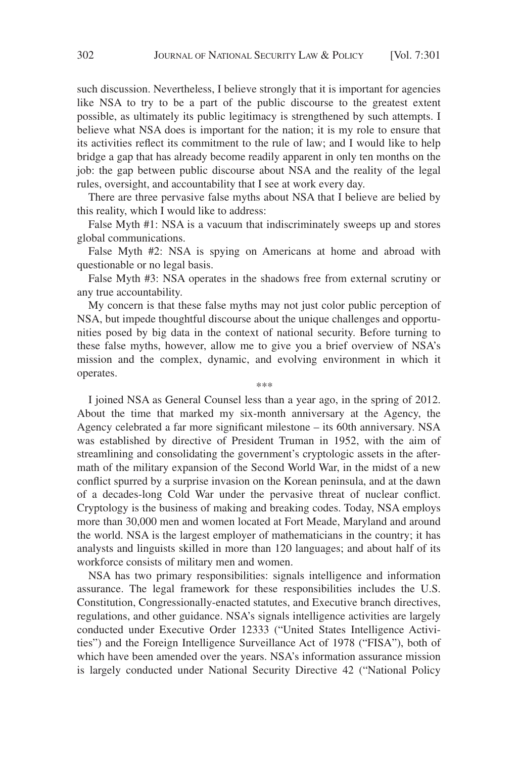such discussion. Nevertheless, I believe strongly that it is important for agencies like NSA to try to be a part of the public discourse to the greatest extent possible, as ultimately its public legitimacy is strengthened by such attempts. I believe what NSA does is important for the nation; it is my role to ensure that its activities reflect its commitment to the rule of law; and I would like to help bridge a gap that has already become readily apparent in only ten months on the job: the gap between public discourse about NSA and the reality of the legal rules, oversight, and accountability that I see at work every day.

There are three pervasive false myths about NSA that I believe are belied by this reality, which I would like to address:

False Myth #1: NSA is a vacuum that indiscriminately sweeps up and stores global communications.

False Myth #2: NSA is spying on Americans at home and abroad with questionable or no legal basis.

False Myth #3: NSA operates in the shadows free from external scrutiny or any true accountability.

My concern is that these false myths may not just color public perception of NSA, but impede thoughtful discourse about the unique challenges and opportunities posed by big data in the context of national security. Before turning to these false myths, however, allow me to give you a brief overview of NSA's mission and the complex, dynamic, and evolving environment in which it operates.

\*\*\*

I joined NSA as General Counsel less than a year ago, in the spring of 2012. About the time that marked my six-month anniversary at the Agency, the Agency celebrated a far more significant milestone – its 60th anniversary. NSA was established by directive of President Truman in 1952, with the aim of streamlining and consolidating the government's cryptologic assets in the aftermath of the military expansion of the Second World War, in the midst of a new conflict spurred by a surprise invasion on the Korean peninsula, and at the dawn of a decades-long Cold War under the pervasive threat of nuclear conflict. Cryptology is the business of making and breaking codes. Today, NSA employs more than 30,000 men and women located at Fort Meade, Maryland and around the world. NSA is the largest employer of mathematicians in the country; it has analysts and linguists skilled in more than 120 languages; and about half of its workforce consists of military men and women.

NSA has two primary responsibilities: signals intelligence and information assurance. The legal framework for these responsibilities includes the U.S. Constitution, Congressionally-enacted statutes, and Executive branch directives, regulations, and other guidance. NSA's signals intelligence activities are largely conducted under Executive Order 12333 ("United States Intelligence Activities") and the Foreign Intelligence Surveillance Act of 1978 ("FISA"), both of which have been amended over the years. NSA's information assurance mission is largely conducted under National Security Directive 42 ("National Policy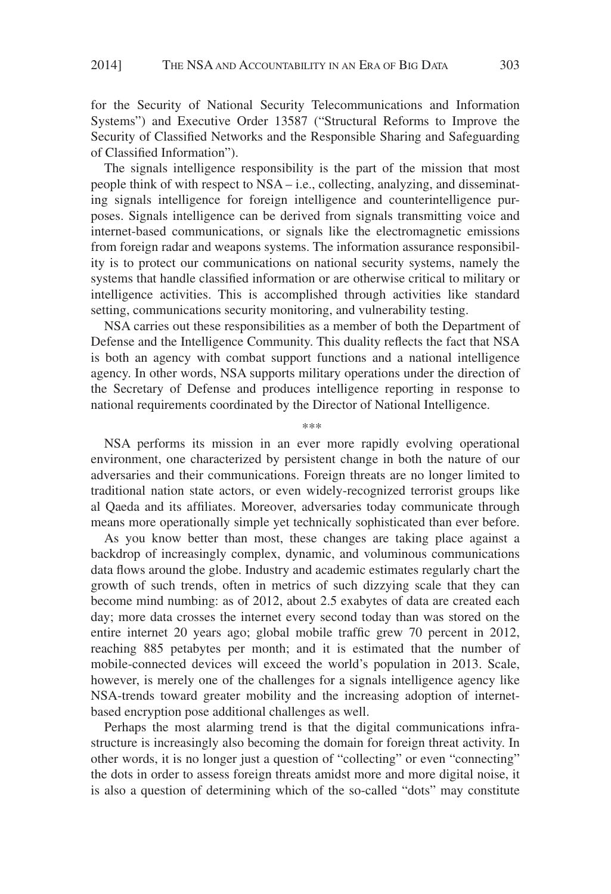for the Security of National Security Telecommunications and Information Systems") and Executive Order 13587 ("Structural Reforms to Improve the Security of Classified Networks and the Responsible Sharing and Safeguarding of Classified Information").

The signals intelligence responsibility is the part of the mission that most people think of with respect to NSA – i.e., collecting, analyzing, and disseminating signals intelligence for foreign intelligence and counterintelligence purposes. Signals intelligence can be derived from signals transmitting voice and internet-based communications, or signals like the electromagnetic emissions from foreign radar and weapons systems. The information assurance responsibility is to protect our communications on national security systems, namely the systems that handle classified information or are otherwise critical to military or intelligence activities. This is accomplished through activities like standard setting, communications security monitoring, and vulnerability testing.

NSA carries out these responsibilities as a member of both the Department of Defense and the Intelligence Community. This duality reflects the fact that NSA is both an agency with combat support functions and a national intelligence agency. In other words, NSA supports military operations under the direction of the Secretary of Defense and produces intelligence reporting in response to national requirements coordinated by the Director of National Intelligence.

***

NSA performs its mission in an ever more rapidly evolving operational environment, one characterized by persistent change in both the nature of our adversaries and their communications. Foreign threats are no longer limited to traditional nation state actors, or even widely-recognized terrorist groups like al Qaeda and its affiliates. Moreover, adversaries today communicate through means more operationally simple yet technically sophisticated than ever before.

As you know better than most, these changes are taking place against a backdrop of increasingly complex, dynamic, and voluminous communications data flows around the globe. Industry and academic estimates regularly chart the growth of such trends, often in metrics of such dizzying scale that they can become mind numbing: as of 2012, about 2.5 exabytes of data are created each day; more data crosses the internet every second today than was stored on the entire internet 20 years ago; global mobile traffic grew 70 percent in 2012, reaching 885 petabytes per month; and it is estimated that the number of mobile-connected devices will exceed the world's population in 2013. Scale, however, is merely one of the challenges for a signals intelligence agency like NSA-trends toward greater mobility and the increasing adoption of internet-based encryption pose additional challenges as well.

Perhaps the most alarming trend is that the digital communications infrastructure is increasingly also becoming the domain for foreign threat activity. In other words, it is no longer just a question of "collecting" or even "connecting" the dots in order to assess foreign threats amidst more and more digital noise, it is also a question of determining which of the so-called "dots" may constitute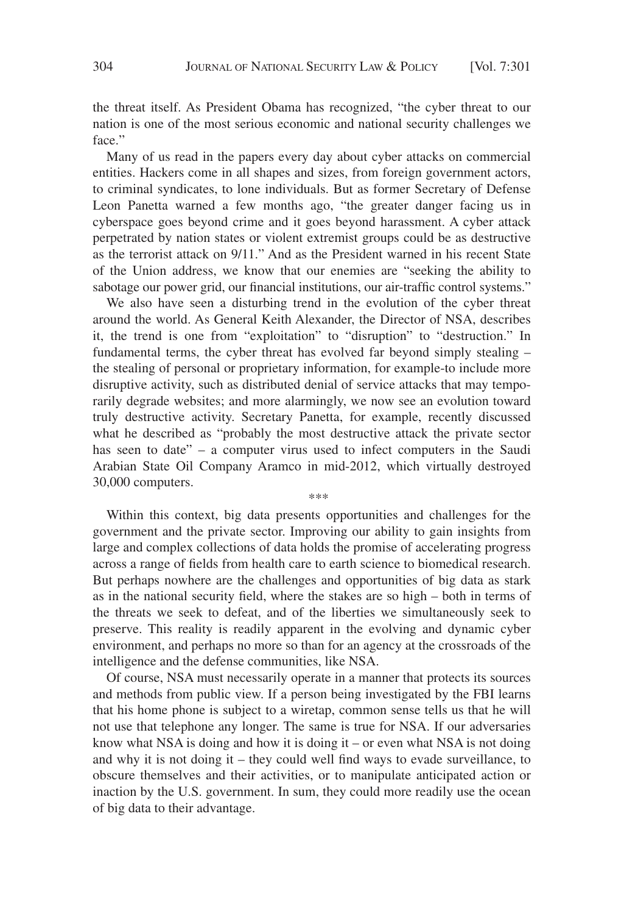the threat itself. As President Obama has recognized, "the cyber threat to our nation is one of the most serious economic and national security challenges we face."

Many of us read in the papers every day about cyber attacks on commercial entities. Hackers come in all shapes and sizes, from foreign government actors, to criminal syndicates, to lone individuals. But as former Secretary of Defense Leon Panetta warned a few months ago, "the greater danger facing us in cyberspace goes beyond crime and it goes beyond harassment. A cyber attack perpetrated by nation states or violent extremist groups could be as destructive as the terrorist attack on 9/11." And as the President warned in his recent State of the Union address, we know that our enemies are "seeking the ability to sabotage our power grid, our financial institutions, our air-traffic control systems."

We also have seen a disturbing trend in the evolution of the cyber threat around the world. As General Keith Alexander, the Director of NSA, describes it, the trend is one from "exploitation" to "disruption" to "destruction." In fundamental terms, the cyber threat has evolved far beyond simply stealing – the stealing of personal or proprietary information, for example-to include more disruptive activity, such as distributed denial of service attacks that may temporarily degrade websites; and more alarmingly, we now see an evolution toward truly destructive activity. Secretary Panetta, for example, recently discussed what he described as "probably the most destructive attack the private sector has seen to date" – a computer virus used to infect computers in the Saudi Arabian State Oil Company Aramco in mid-2012, which virtually destroyed 30,000 computers.

\*\*\*

Within this context, big data presents opportunities and challenges for the government and the private sector. Improving our ability to gain insights from large and complex collections of data holds the promise of accelerating progress across a range of fields from health care to earth science to biomedical research. But perhaps nowhere are the challenges and opportunities of big data as stark as in the national security field, where the stakes are so high – both in terms of the threats we seek to defeat, and of the liberties we simultaneously seek to preserve. This reality is readily apparent in the evolving and dynamic cyber environment, and perhaps no more so than for an agency at the crossroads of the intelligence and the defense communities, like NSA.

Of course, NSA must necessarily operate in a manner that protects its sources and methods from public view. If a person being investigated by the FBI learns that his home phone is subject to a wiretap, common sense tells us that he will not use that telephone any longer. The same is true for NSA. If our adversaries know what NSA is doing and how it is doing it – or even what NSA is not doing and why it is not doing it – they could well find ways to evade surveillance, to obscure themselves and their activities, or to manipulate anticipated action or inaction by the U.S. government. In sum, they could more readily use the ocean of big data to their advantage.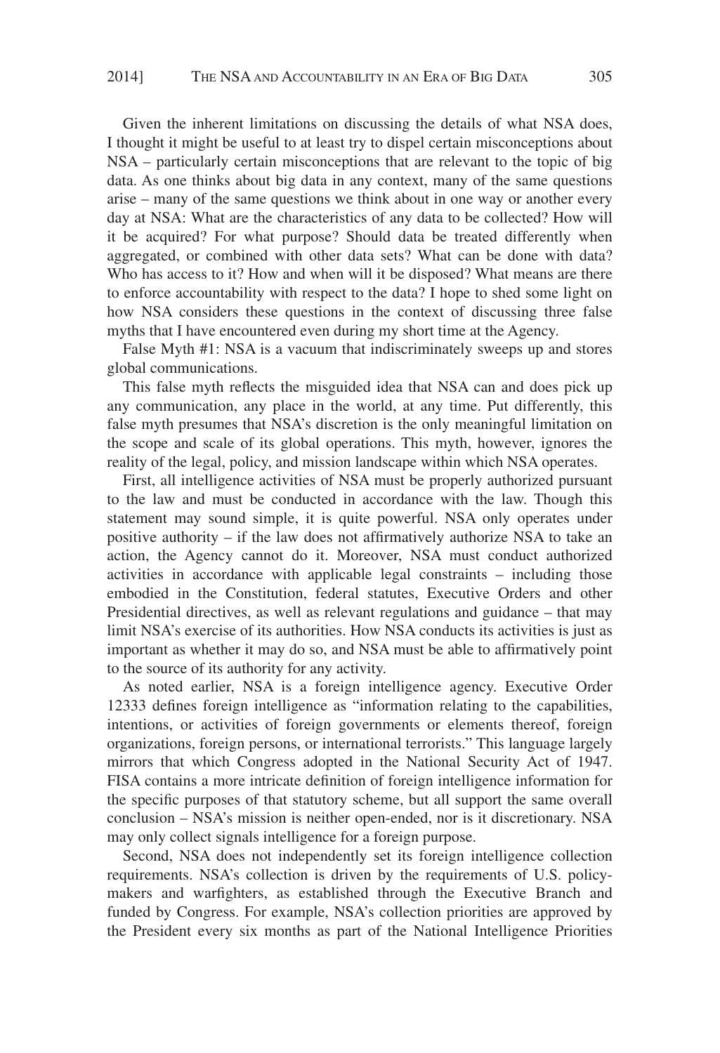Given the inherent limitations on discussing the details of what NSA does, I thought it might be useful to at least try to dispel certain misconceptions about NSA – particularly certain misconceptions that are relevant to the topic of big data. As one thinks about big data in any context, many of the same questions arise – many of the same questions we think about in one way or another every day at NSA: What are the characteristics of any data to be collected? How will it be acquired? For what purpose? Should data be treated differently when aggregated, or combined with other data sets? What can be done with data? Who has access to it? How and when will it be disposed? What means are there to enforce accountability with respect to the data? I hope to shed some light on how NSA considers these questions in the context of discussing three false myths that I have encountered even during my short time at the Agency.

False Myth #1: NSA is a vacuum that indiscriminately sweeps up and stores global communications.

This false myth reflects the misguided idea that NSA can and does pick up any communication, any place in the world, at any time. Put differently, this false myth presumes that NSA's discretion is the only meaningful limitation on the scope and scale of its global operations. This myth, however, ignores the reality of the legal, policy, and mission landscape within which NSA operates.

First, all intelligence activities of NSA must be properly authorized pursuant to the law and must be conducted in accordance with the law. Though this statement may sound simple, it is quite powerful. NSA only operates under positive authority – if the law does not affirmatively authorize NSA to take an action, the Agency cannot do it. Moreover, NSA must conduct authorized activities in accordance with applicable legal constraints – including those embodied in the Constitution, federal statutes, Executive Orders and other Presidential directives, as well as relevant regulations and guidance – that may limit NSA's exercise of its authorities. How NSA conducts its activities is just as important as whether it may do so, and NSA must be able to affirmatively point to the source of its authority for any activity.

As noted earlier, NSA is a foreign intelligence agency. Executive Order 12333 defines foreign intelligence as "information relating to the capabilities, intentions, or activities of foreign governments or elements thereof, foreign organizations, foreign persons, or international terrorists." This language largely mirrors that which Congress adopted in the National Security Act of 1947. FISA contains a more intricate definition of foreign intelligence information for the specific purposes of that statutory scheme, but all support the same overall conclusion – NSA's mission is neither open-ended, nor is it discretionary. NSA may only collect signals intelligence for a foreign purpose.

Second, NSA does not independently set its foreign intelligence collection requirements. NSA's collection is driven by the requirements of U.S. policy-makers and warfighters, as established through the Executive Branch and funded by Congress. For example, NSA's collection priorities are approved by the President every six months as part of the National Intelligence Priorities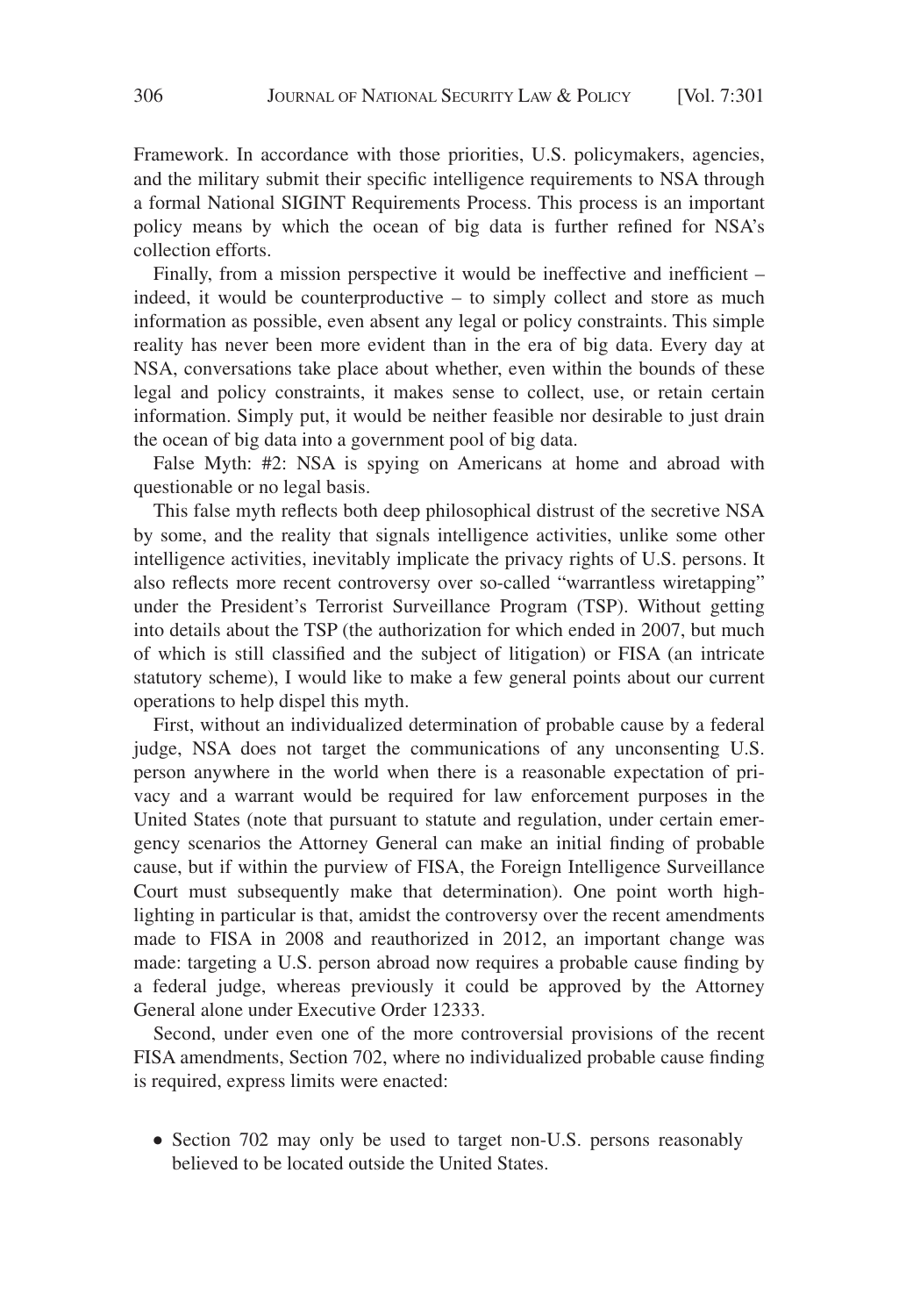Framework. In accordance with those priorities, U.S. policymakers, agencies, and the military submit their specific intelligence requirements to NSA through a formal National SIGINT Requirements Process. This process is an important policy means by which the ocean of big data is further refined for NSA's collection efforts.

Finally, from a mission perspective it would be ineffective and inefficient – indeed, it would be counterproductive – to simply collect and store as much information as possible, even absent any legal or policy constraints. This simple reality has never been more evident than in the era of big data. Every day at NSA, conversations take place about whether, even within the bounds of these legal and policy constraints, it makes sense to collect, use, or retain certain information. Simply put, it would be neither feasible nor desirable to just drain the ocean of big data into a government pool of big data.

False Myth: #2: NSA is spying on Americans at home and abroad with questionable or no legal basis.

This false myth reflects both deep philosophical distrust of the secretive NSA by some, and the reality that signals intelligence activities, unlike some other intelligence activities, inevitably implicate the privacy rights of U.S. persons. It also reflects more recent controversy over so-called "warrantless wiretapping" under the President's Terrorist Surveillance Program (TSP). Without getting into details about the TSP (the authorization for which ended in 2007, but much of which is still classified and the subject of litigation) or FISA (an intricate statutory scheme), I would like to make a few general points about our current operations to help dispel this myth.

First, without an individualized determination of probable cause by a federal judge, NSA does not target the communications of any unconsenting U.S. person anywhere in the world when there is a reasonable expectation of privacy and a warrant would be required for law enforcement purposes in the United States (note that pursuant to statute and regulation, under certain emergency scenarios the Attorney General can make an initial finding of probable cause, but if within the purview of FISA, the Foreign Intelligence Surveillance Court must subsequently make that determination). One point worth highlighting in particular is that, amidst the controversy over the recent amendments made to FISA in 2008 and reauthorized in 2012, an important change was made: targeting a U.S. person abroad now requires a probable cause finding by a federal judge, whereas previously it could be approved by the Attorney General alone under Executive Order 12333.

Second, under even one of the more controversial provisions of the recent FISA amendments, Section 702, where no individualized probable cause finding is required, express limits were enacted:

- Section 702 may only be used to target non-U.S. persons reasonably believed to be located outside the United States.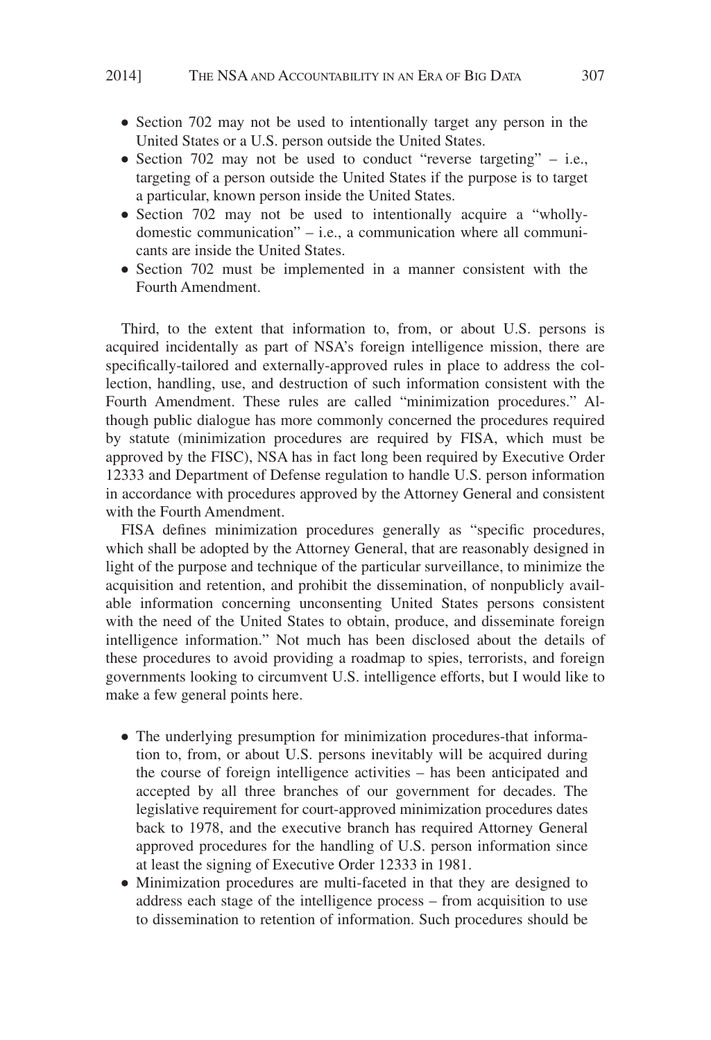- Section 702 may not be used to intentionally target any person in the United States or a U.S. person outside the United States.
- Section 702 may not be used to conduct "reverse targeting" – i.e., targeting of a person outside the United States if the purpose is to target a particular, known person inside the United States.
- Section 702 may not be used to intentionally acquire a "wholly-domestic communication" – i.e., a communication where all communicants are inside the United States.
- Section 702 must be implemented in a manner consistent with the Fourth Amendment.

Third, to the extent that information to, from, or about U.S. persons is acquired incidentally as part of NSA's foreign intelligence mission, there are specifically-tailored and externally-approved rules in place to address the collection, handling, use, and destruction of such information consistent with the Fourth Amendment. These rules are called "minimization procedures." Although public dialogue has more commonly concerned the procedures required by statute (minimization procedures are required by FISA, which must be approved by the FISC), NSA has in fact long been required by Executive Order 12333 and Department of Defense regulation to handle U.S. person information in accordance with procedures approved by the Attorney General and consistent with the Fourth Amendment.

FISA defines minimization procedures generally as "specific procedures, which shall be adopted by the Attorney General, that are reasonably designed in light of the purpose and technique of the particular surveillance, to minimize the acquisition and retention, and prohibit the dissemination, of nonpublicly available information concerning unconsenting United States persons consistent with the need of the United States to obtain, produce, and disseminate foreign intelligence information." Not much has been disclosed about the details of these procedures to avoid providing a roadmap to spies, terrorists, and foreign governments looking to circumvent U.S. intelligence efforts, but I would like to make a few general points here.

- The underlying presumption for minimization procedures-that information to, from, or about U.S. persons inevitably will be acquired during the course of foreign intelligence activities – has been anticipated and accepted by all three branches of our government for decades. The legislative requirement for court-approved minimization procedures dates back to 1978, and the executive branch has required Attorney General approved procedures for the handling of U.S. person information since at least the signing of Executive Order 12333 in 1981.
- Minimization procedures are multi-faceted in that they are designed to address each stage of the intelligence process – from acquisition to use to dissemination to retention of information. Such procedures should be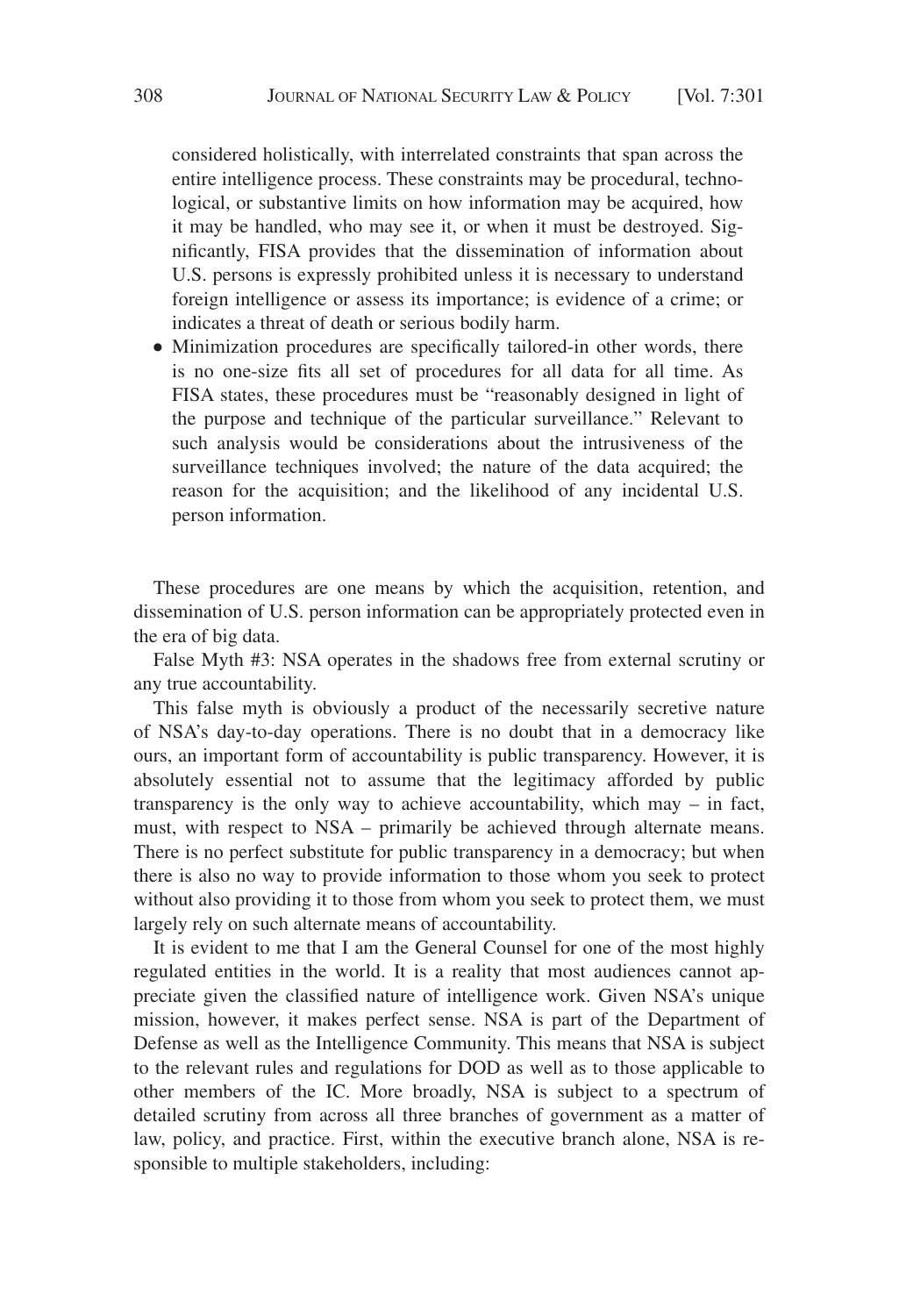considered holistically, with interrelated constraints that span across the entire intelligence process. These constraints may be procedural, technological, or substantive limits on how information may be acquired, how it may be handled, who may see it, or when it must be destroyed. Significantly, FISA provides that the dissemination of information about U.S. persons is expressly prohibited unless it is necessary to understand foreign intelligence or assess its importance; is evidence of a crime; or indicates a threat of death or serious bodily harm.

- Minimization procedures are specifically tailored-in other words, there is no one-size fits all set of procedures for all data for all time. As FISA states, these procedures must be "reasonably designed in light of the purpose and technique of the particular surveillance." Relevant to such analysis would be considerations about the intrusiveness of the surveillance techniques involved; the nature of the data acquired; the reason for the acquisition; and the likelihood of any incidental U.S. person information.

These procedures are one means by which the acquisition, retention, and dissemination of U.S. person information can be appropriately protected even in the era of big data.

False Myth #3: NSA operates in the shadows free from external scrutiny or any true accountability.

This false myth is obviously a product of the necessarily secretive nature of NSA's day-to-day operations. There is no doubt that in a democracy like ours, an important form of accountability is public transparency. However, it is absolutely essential not to assume that the legitimacy afforded by public transparency is the only way to achieve accountability, which may – in fact, must, with respect to NSA – primarily be achieved through alternate means. There is no perfect substitute for public transparency in a democracy; but when there is also no way to provide information to those whom you seek to protect without also providing it to those from whom you seek to protect them, we must largely rely on such alternate means of accountability.

It is evident to me that I am the General Counsel for one of the most highly regulated entities in the world. It is a reality that most audiences cannot appreciate given the classified nature of intelligence work. Given NSA's unique mission, however, it makes perfect sense. NSA is part of the Department of Defense as well as the Intelligence Community. This means that NSA is subject to the relevant rules and regulations for DOD as well as to those applicable to other members of the IC. More broadly, NSA is subject to a spectrum of detailed scrutiny from across all three branches of government as a matter of law, policy, and practice. First, within the executive branch alone, NSA is responsible to multiple stakeholders, including: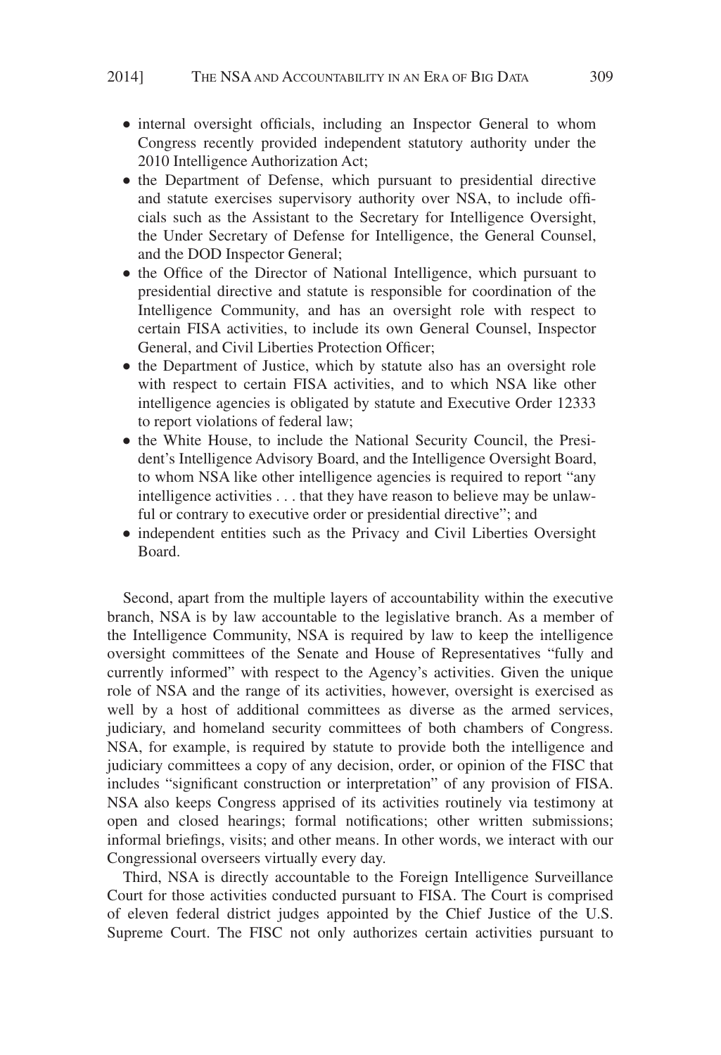- internal oversight officials, including an Inspector General to whom Congress recently provided independent statutory authority under the 2010 Intelligence Authorization Act;
- the Department of Defense, which pursuant to presidential directive and statute exercises supervisory authority over NSA, to include officials such as the Assistant to the Secretary for Intelligence Oversight, the Under Secretary of Defense for Intelligence, the General Counsel, and the DOD Inspector General;
- the Office of the Director of National Intelligence, which pursuant to presidential directive and statute is responsible for coordination of the Intelligence Community, and has an oversight role with respect to certain FISA activities, to include its own General Counsel, Inspector General, and Civil Liberties Protection Officer;
- the Department of Justice, which by statute also has an oversight role with respect to certain FISA activities, and to which NSA like other intelligence agencies is obligated by statute and Executive Order 12333 to report violations of federal law;
- the White House, to include the National Security Council, the President's Intelligence Advisory Board, and the Intelligence Oversight Board, to whom NSA like other intelligence agencies is required to report "any intelligence activities . . . that they have reason to believe may be unlawful or contrary to executive order or presidential directive"; and
- independent entities such as the Privacy and Civil Liberties Oversight Board.

Second, apart from the multiple layers of accountability within the executive branch, NSA is by law accountable to the legislative branch. As a member of the Intelligence Community, NSA is required by law to keep the intelligence oversight committees of the Senate and House of Representatives "fully and currently informed" with respect to the Agency's activities. Given the unique role of NSA and the range of its activities, however, oversight is exercised as well by a host of additional committees as diverse as the armed services, judiciary, and homeland security committees of both chambers of Congress. NSA, for example, is required by statute to provide both the intelligence and judiciary committees a copy of any decision, order, or opinion of the FISC that includes "significant construction or interpretation" of any provision of FISA. NSA also keeps Congress apprised of its activities routinely via testimony at open and closed hearings; formal notifications; other written submissions; informal briefings, visits; and other means. In other words, we interact with our Congressional overseers virtually every day.

Third, NSA is directly accountable to the Foreign Intelligence Surveillance Court for those activities conducted pursuant to FISA. The Court is comprised of eleven federal district judges appointed by the Chief Justice of the U.S. Supreme Court. The FISC not only authorizes certain activities pursuant to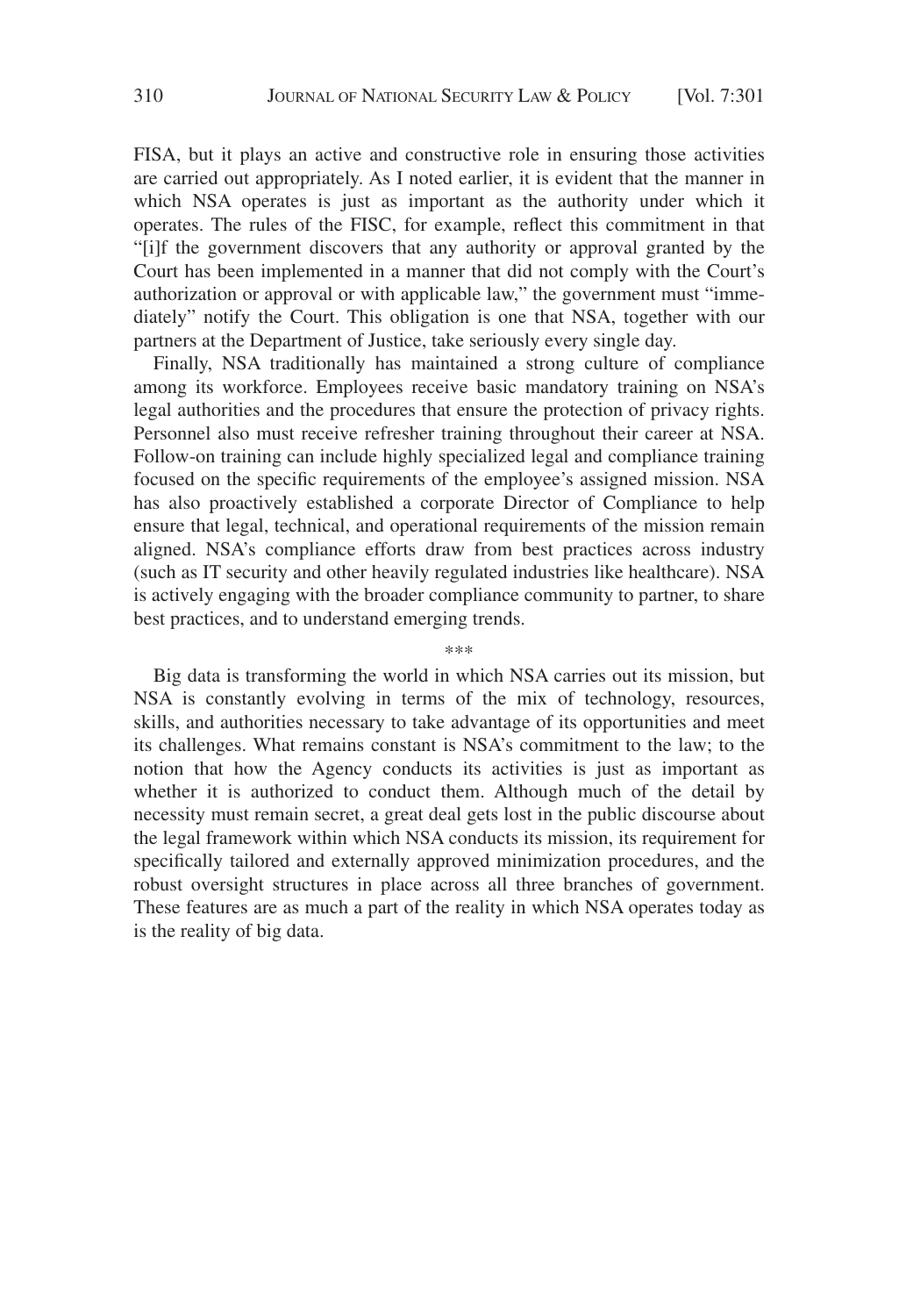FISA, but it plays an active and constructive role in ensuring those activities are carried out appropriately. As I noted earlier, it is evident that the manner in which NSA operates is just as important as the authority under which it operates. The rules of the FISC, for example, reflect this commitment in that "[i]f the government discovers that any authority or approval granted by the Court has been implemented in a manner that did not comply with the Court's authorization or approval or with applicable law," the government must "immediately" notify the Court. This obligation is one that NSA, together with our partners at the Department of Justice, take seriously every single day.

Finally, NSA traditionally has maintained a strong culture of compliance among its workforce. Employees receive basic mandatory training on NSA's legal authorities and the procedures that ensure the protection of privacy rights. Personnel also must receive refresher training throughout their career at NSA. Follow-on training can include highly specialized legal and compliance training focused on the specific requirements of the employee's assigned mission. NSA has also proactively established a corporate Director of Compliance to help ensure that legal, technical, and operational requirements of the mission remain aligned. NSA's compliance efforts draw from best practices across industry (such as IT security and other heavily regulated industries like healthcare). NSA is actively engaging with the broader compliance community to partner, to share best practices, and to understand emerging trends.

***

Big data is transforming the world in which NSA carries out its mission, but NSA is constantly evolving in terms of the mix of technology, resources, skills, and authorities necessary to take advantage of its opportunities and meet its challenges. What remains constant is NSA's commitment to the law; to the notion that how the Agency conducts its activities is just as important as whether it is authorized to conduct them. Although much of the detail by necessity must remain secret, a great deal gets lost in the public discourse about the legal framework within which NSA conducts its mission, its requirement for specifically tailored and externally approved minimization procedures, and the robust oversight structures in place across all three branches of government. These features are as much a part of the reality in which NSA operates today as is the reality of big data.